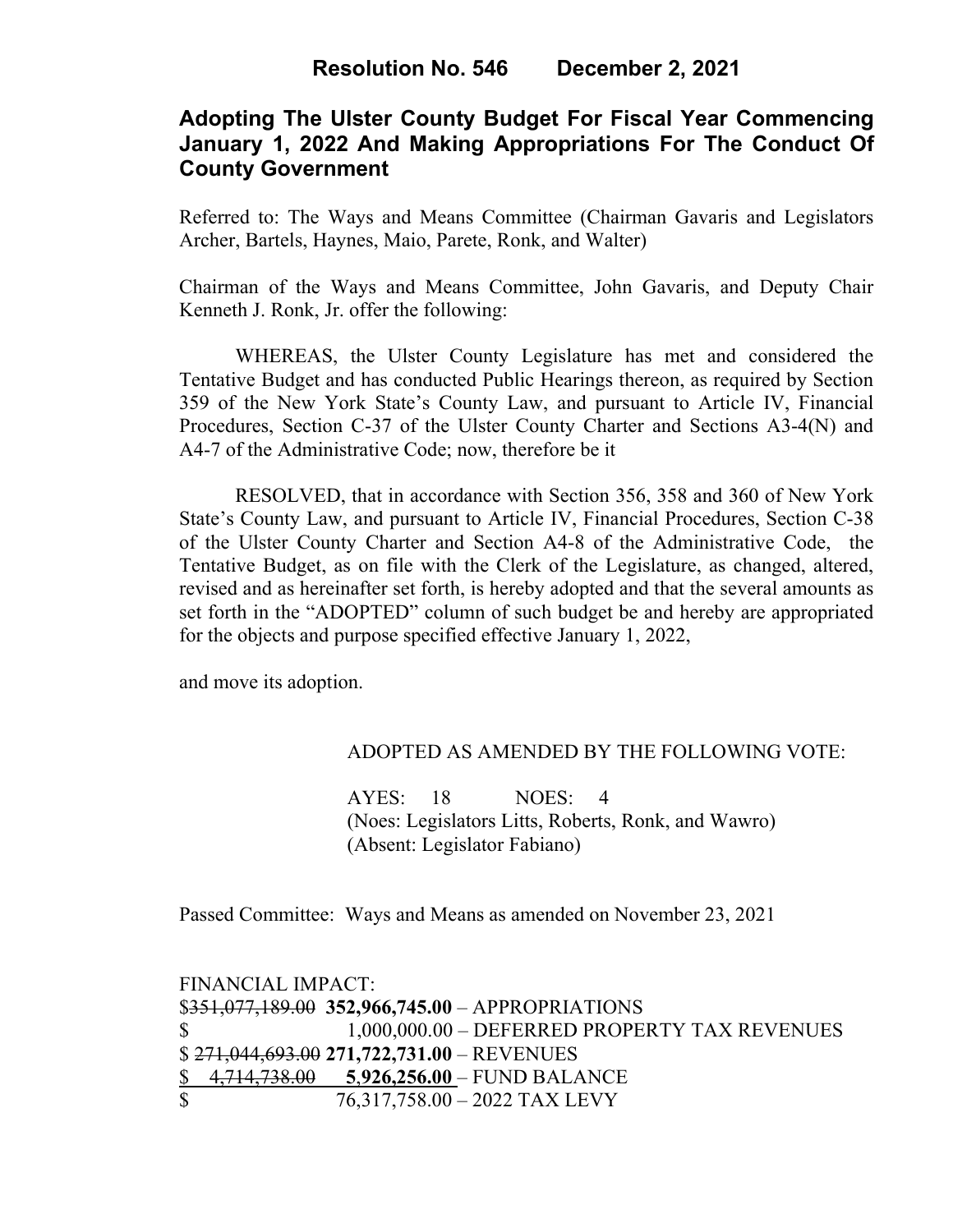**Resolution No. 546 December 2, 2021**

## Adopting The Ulster County Budget For Fiscal Year Commencing January 1, 2022 And Making Appropriations For The Conduct Of County Government

Referred to: The Ways and Means Committee (Chairman Gavaris and Legislators Archer, Bartels, Haynes, Maio, Parete, Ronk, and Walter)

Chairman of the Ways and Means Committee, John Gavaris, and Deputy Chair Kenneth J. Ronk, Jr. offer the following:

WHEREAS, the Ulster County Legislature has met and considered the Tentative Budget and has conducted Public Hearings thereon, as required by Section 359 of the New York State's County Law, and pursuant to Article IV, Financial Procedures, Section C-37 of the Ulster County Charter and Sections A3-4(N) and A4-7 of the Administrative Code; now, therefore be it

RESOLVED, that in accordance with Section 356, 358 and 360 of New York State's County Law, and pursuant to Article IV, Financial Procedures, Section C-38 of the Ulster County Charter and Section A4-8 of the Administrative Code, the Tentative Budget, as on file with the Clerk of the Legislature, as changed, altered, revised and as hereinafter set forth, is hereby adopted and that the several amounts as set forth in the "ADOPTED" column of such budget be and hereby are appropriated for the objects and purpose specified effective January 1, 2022,

and move its adoption.

ADOPTED AS AMENDED BY THE FOLLOWING VOTE:

AYES: 18 NOES: 4
(Noes: Legislators Litts, Roberts, Ronk, and Wawro)
(Absent: Legislator Fabiano)

Passed Committee: Ways and Means as amended on November 23, 2021

FINANCIAL IMPACT:
$~~351,077,189.00~~ **352,966,745.00** – APPROPRIATIONS
$ 1,000,000.00 – DEFERRED PROPERTY TAX REVENUES
$ ~~271,044,693.00~~ **271,722,731.00** – REVENUES
$ ~~4,714,738.00~~ **5,926,256.00** – FUND BALANCE
$ 76,317,758.00 – 2022 TAX LEVY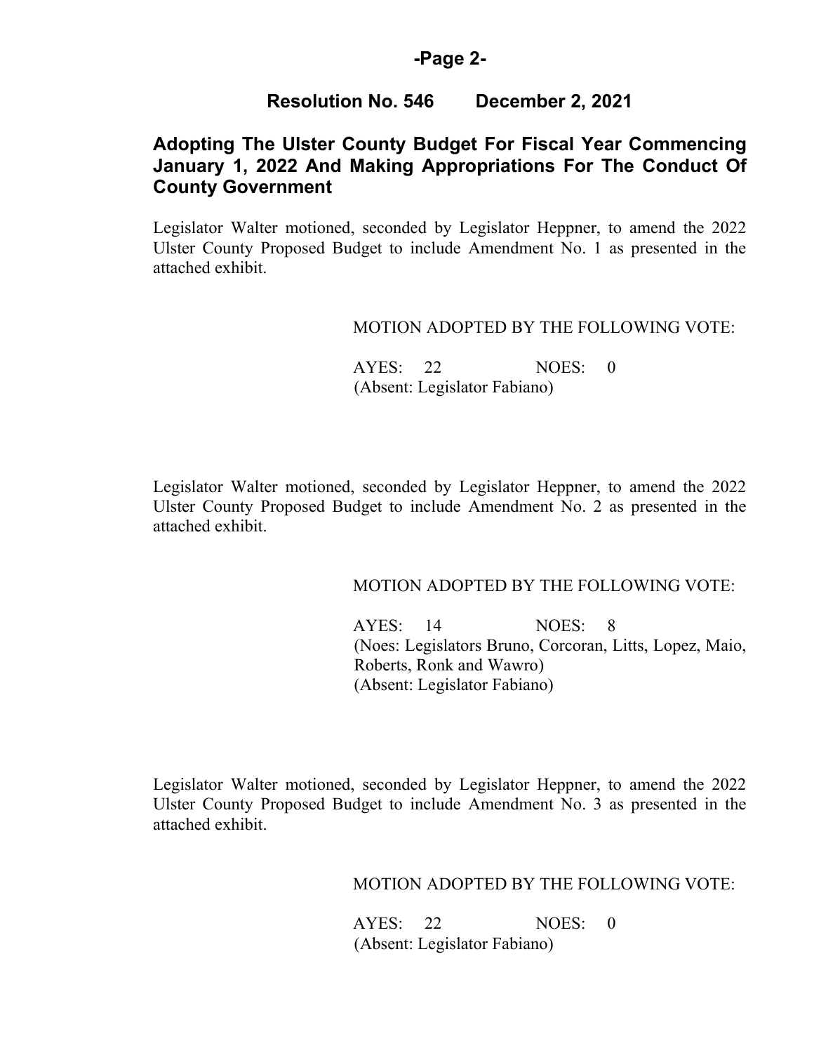## Resolution No. 546 December 2, 2021

## Adopting The Ulster County Budget For Fiscal Year Commencing January 1, 2022 And Making Appropriations For The Conduct Of County Government

Legislator Walter motioned, seconded by Legislator Heppner, to amend the 2022 Ulster County Proposed Budget to include Amendment No. 1 as presented in the attached exhibit.

MOTION ADOPTED BY THE FOLLOWING VOTE:

AYES: 22 NOES: 0
(Absent: Legislator Fabiano)

Legislator Walter motioned, seconded by Legislator Heppner, to amend the 2022 Ulster County Proposed Budget to include Amendment No. 2 as presented in the attached exhibit.

MOTION ADOPTED BY THE FOLLOWING VOTE:

AYES: 14 NOES: 8
(Noes: Legislators Bruno, Corcoran, Litts, Lopez, Maio, Roberts, Ronk and Wawro)
(Absent: Legislator Fabiano)

Legislator Walter motioned, seconded by Legislator Heppner, to amend the 2022 Ulster County Proposed Budget to include Amendment No. 3 as presented in the attached exhibit.

MOTION ADOPTED BY THE FOLLOWING VOTE:

AYES: 22 NOES: 0
(Absent: Legislator Fabiano)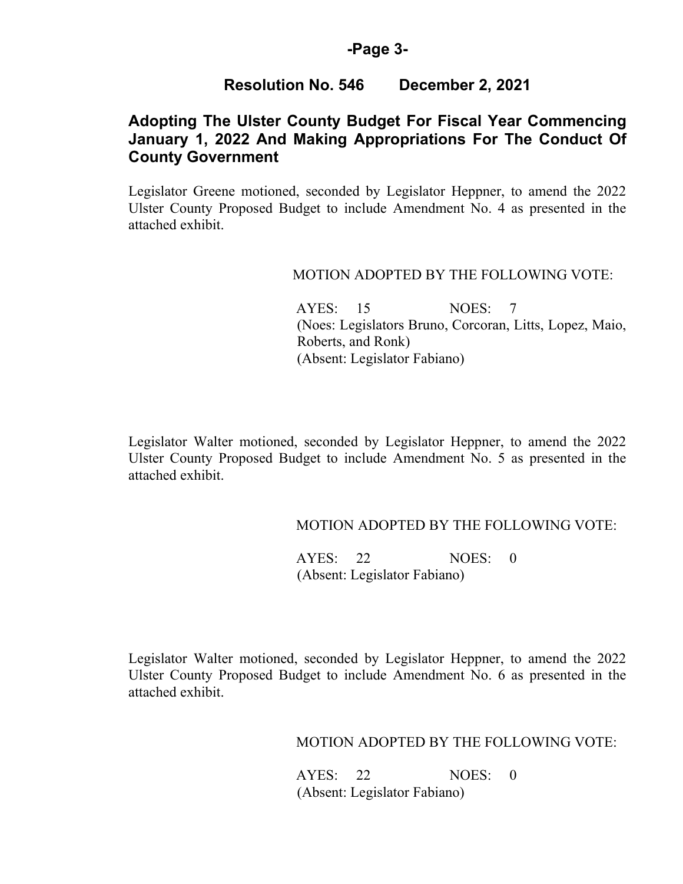## Resolution No. 546 December 2, 2021

### Adopting The Ulster County Budget For Fiscal Year Commencing January 1, 2022 And Making Appropriations For The Conduct Of County Government

Legislator Greene motioned, seconded by Legislator Heppner, to amend the 2022 Ulster County Proposed Budget to include Amendment No. 4 as presented in the attached exhibit.

MOTION ADOPTED BY THE FOLLOWING VOTE:

AYES: 15 NOES: 7
(Noes: Legislators Bruno, Corcoran, Litts, Lopez, Maio, Roberts, and Ronk)
(Absent: Legislator Fabiano)

Legislator Walter motioned, seconded by Legislator Heppner, to amend the 2022 Ulster County Proposed Budget to include Amendment No. 5 as presented in the attached exhibit.

MOTION ADOPTED BY THE FOLLOWING VOTE:

AYES: 22 NOES: 0
(Absent: Legislator Fabiano)

Legislator Walter motioned, seconded by Legislator Heppner, to amend the 2022 Ulster County Proposed Budget to include Amendment No. 6 as presented in the attached exhibit.

MOTION ADOPTED BY THE FOLLOWING VOTE:

AYES: 22 NOES: 0
(Absent: Legislator Fabiano)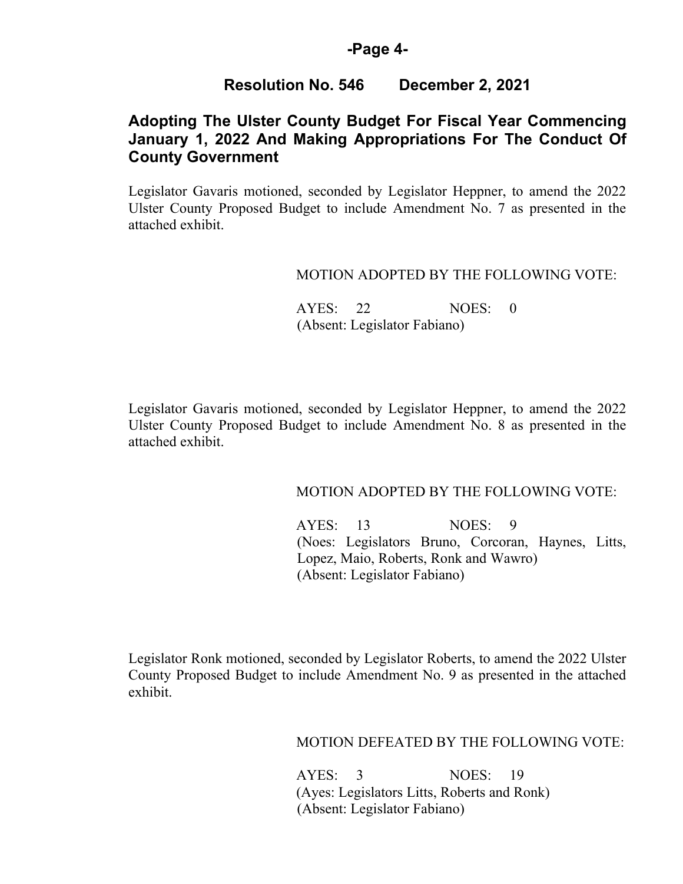## Resolution No. 546 December 2, 2021

### Adopting The Ulster County Budget For Fiscal Year Commencing January 1, 2022 And Making Appropriations For The Conduct Of County Government

Legislator Gavaris motioned, seconded by Legislator Heppner, to amend the 2022 Ulster County Proposed Budget to include Amendment No. 7 as presented in the attached exhibit.

MOTION ADOPTED BY THE FOLLOWING VOTE:

AYES: 22 NOES: 0
(Absent: Legislator Fabiano)

Legislator Gavaris motioned, seconded by Legislator Heppner, to amend the 2022 Ulster County Proposed Budget to include Amendment No. 8 as presented in the attached exhibit.

MOTION ADOPTED BY THE FOLLOWING VOTE:

AYES: 13 NOES: 9
(Noes: Legislators Bruno, Corcoran, Haynes, Litts, Lopez, Maio, Roberts, Ronk and Wawro)
(Absent: Legislator Fabiano)

Legislator Ronk motioned, seconded by Legislator Roberts, to amend the 2022 Ulster County Proposed Budget to include Amendment No. 9 as presented in the attached exhibit.

MOTION DEFEATED BY THE FOLLOWING VOTE:

AYES: 3 NOES: 19
(Ayes: Legislators Litts, Roberts and Ronk)
(Absent: Legislator Fabiano)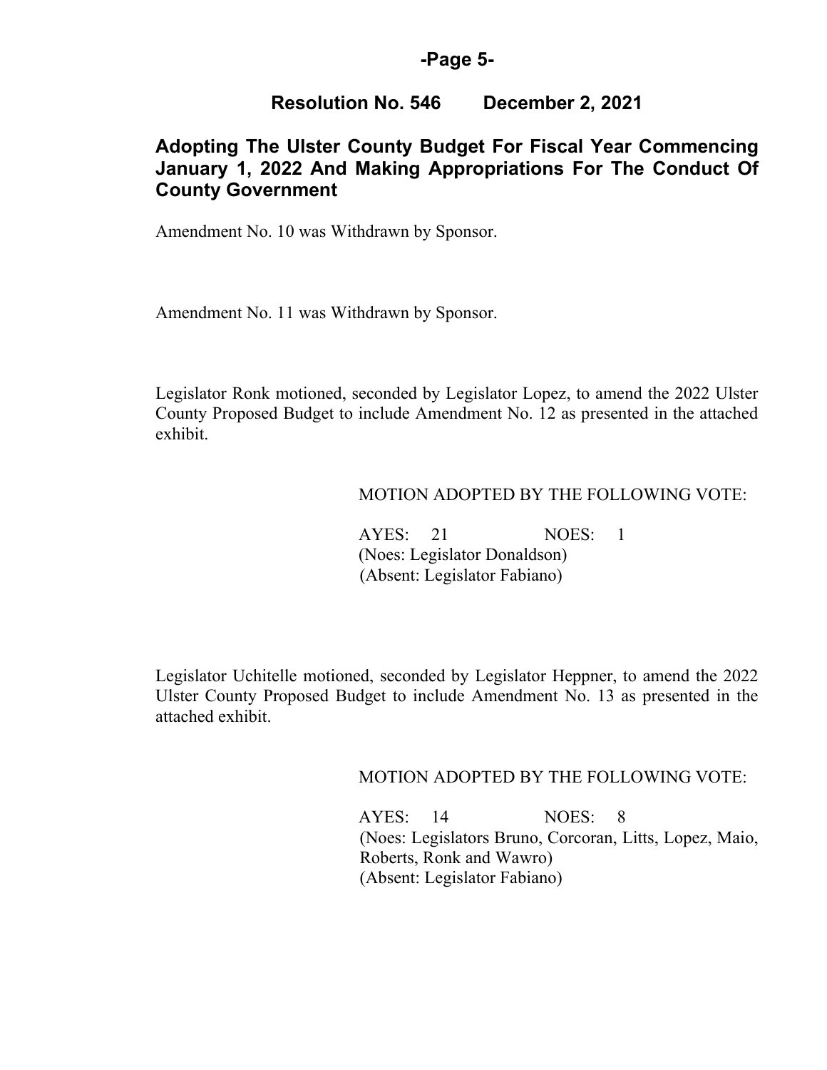**Resolution No. 546 December 2, 2021**

## Adopting The Ulster County Budget For Fiscal Year Commencing January 1, 2022 And Making Appropriations For The Conduct Of County Government

Amendment No. 10 was Withdrawn by Sponsor.

Amendment No. 11 was Withdrawn by Sponsor.

Legislator Ronk motioned, seconded by Legislator Lopez, to amend the 2022 Ulster County Proposed Budget to include Amendment No. 12 as presented in the attached exhibit.

MOTION ADOPTED BY THE FOLLOWING VOTE:

AYES: 21 NOES: 1
(Noes: Legislator Donaldson)
(Absent: Legislator Fabiano)

Legislator Uchitelle motioned, seconded by Legislator Heppner, to amend the 2022 Ulster County Proposed Budget to include Amendment No. 13 as presented in the attached exhibit.

MOTION ADOPTED BY THE FOLLOWING VOTE:

AYES: 14 NOES: 8
(Noes: Legislators Bruno, Corcoran, Litts, Lopez, Maio, Roberts, Ronk and Wawro)
(Absent: Legislator Fabiano)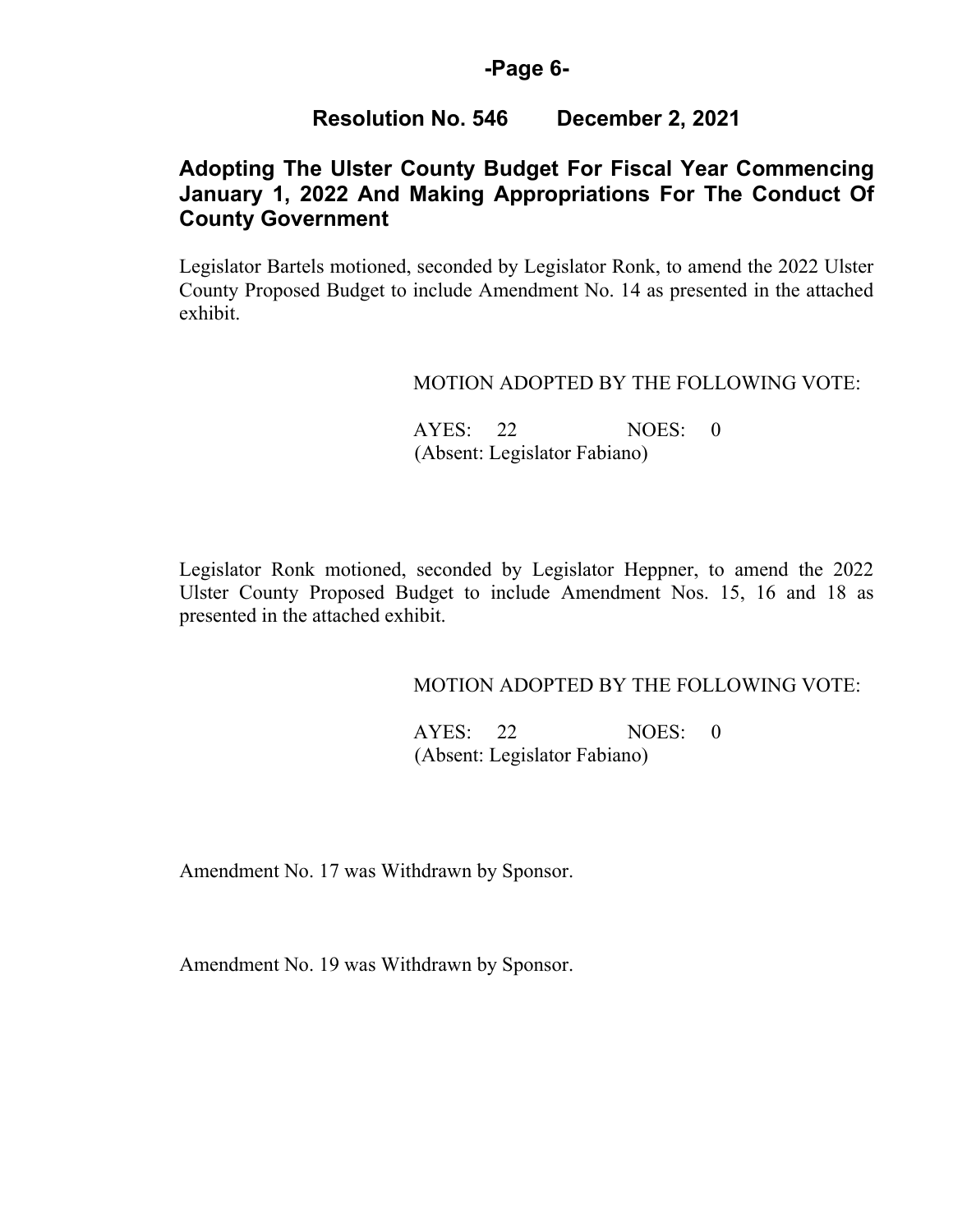## Resolution No. 546 December 2, 2021

### Adopting The Ulster County Budget For Fiscal Year Commencing January 1, 2022 And Making Appropriations For The Conduct Of County Government

Legislator Bartels motioned, seconded by Legislator Ronk, to amend the 2022 Ulster County Proposed Budget to include Amendment No. 14 as presented in the attached exhibit.

MOTION ADOPTED BY THE FOLLOWING VOTE:

AYES: 22 NOES: 0
(Absent: Legislator Fabiano)

Legislator Ronk motioned, seconded by Legislator Heppner, to amend the 2022 Ulster County Proposed Budget to include Amendment Nos. 15, 16 and 18 as presented in the attached exhibit.

MOTION ADOPTED BY THE FOLLOWING VOTE:

AYES: 22 NOES: 0
(Absent: Legislator Fabiano)

Amendment No. 17 was Withdrawn by Sponsor.

Amendment No. 19 was Withdrawn by Sponsor.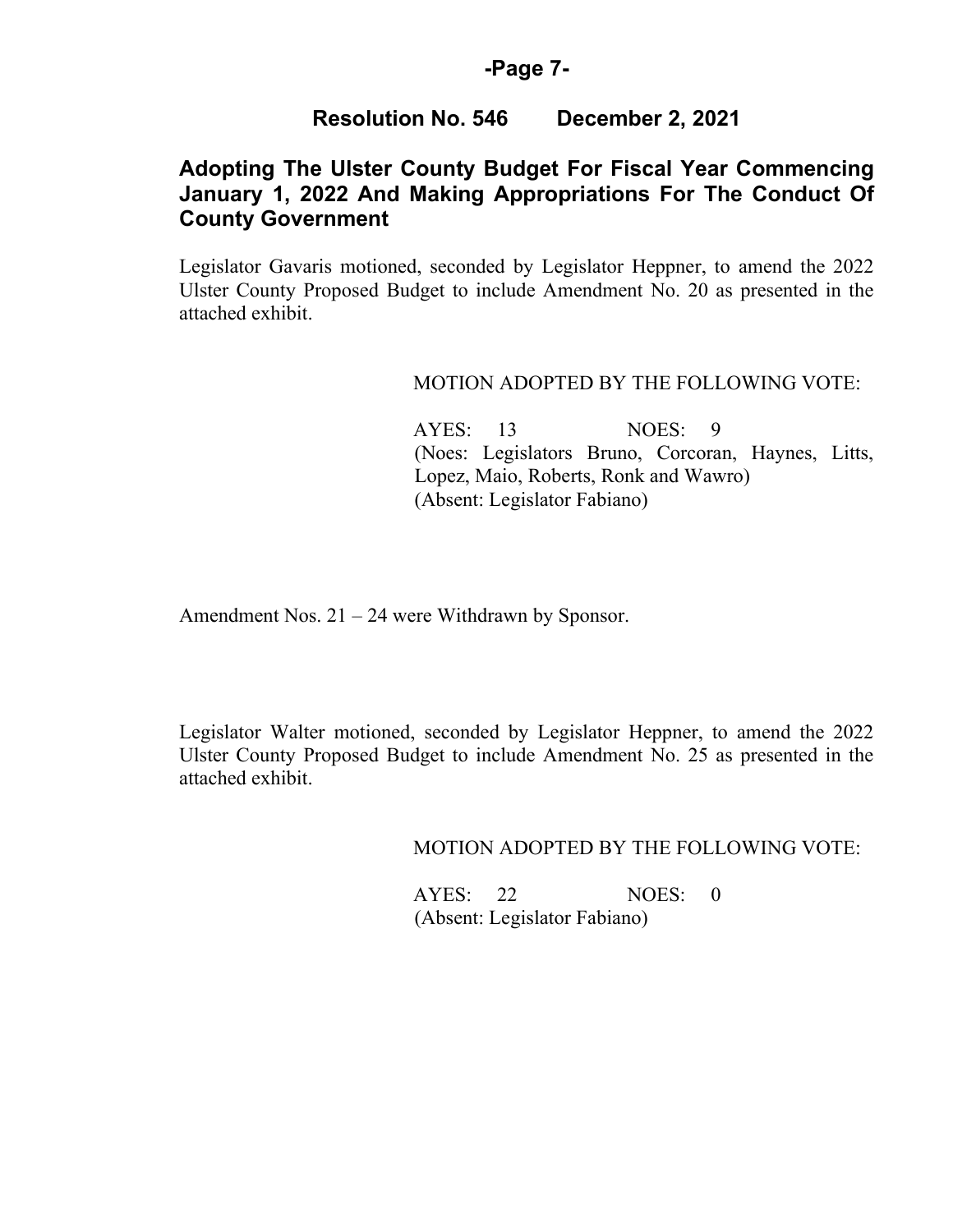## Resolution No. 546 December 2, 2021

## Adopting The Ulster County Budget For Fiscal Year Commencing January 1, 2022 And Making Appropriations For The Conduct Of County Government

Legislator Gavaris motioned, seconded by Legislator Heppner, to amend the 2022 Ulster County Proposed Budget to include Amendment No. 20 as presented in the attached exhibit.

MOTION ADOPTED BY THE FOLLOWING VOTE:

AYES: 13 NOES: 9
(Noes: Legislators Bruno, Corcoran, Haynes, Litts, Lopez, Maio, Roberts, Ronk and Wawro)
(Absent: Legislator Fabiano)

Amendment Nos. 21 – 24 were Withdrawn by Sponsor.

Legislator Walter motioned, seconded by Legislator Heppner, to amend the 2022 Ulster County Proposed Budget to include Amendment No. 25 as presented in the attached exhibit.

MOTION ADOPTED BY THE FOLLOWING VOTE:

AYES: 22 NOES: 0
(Absent: Legislator Fabiano)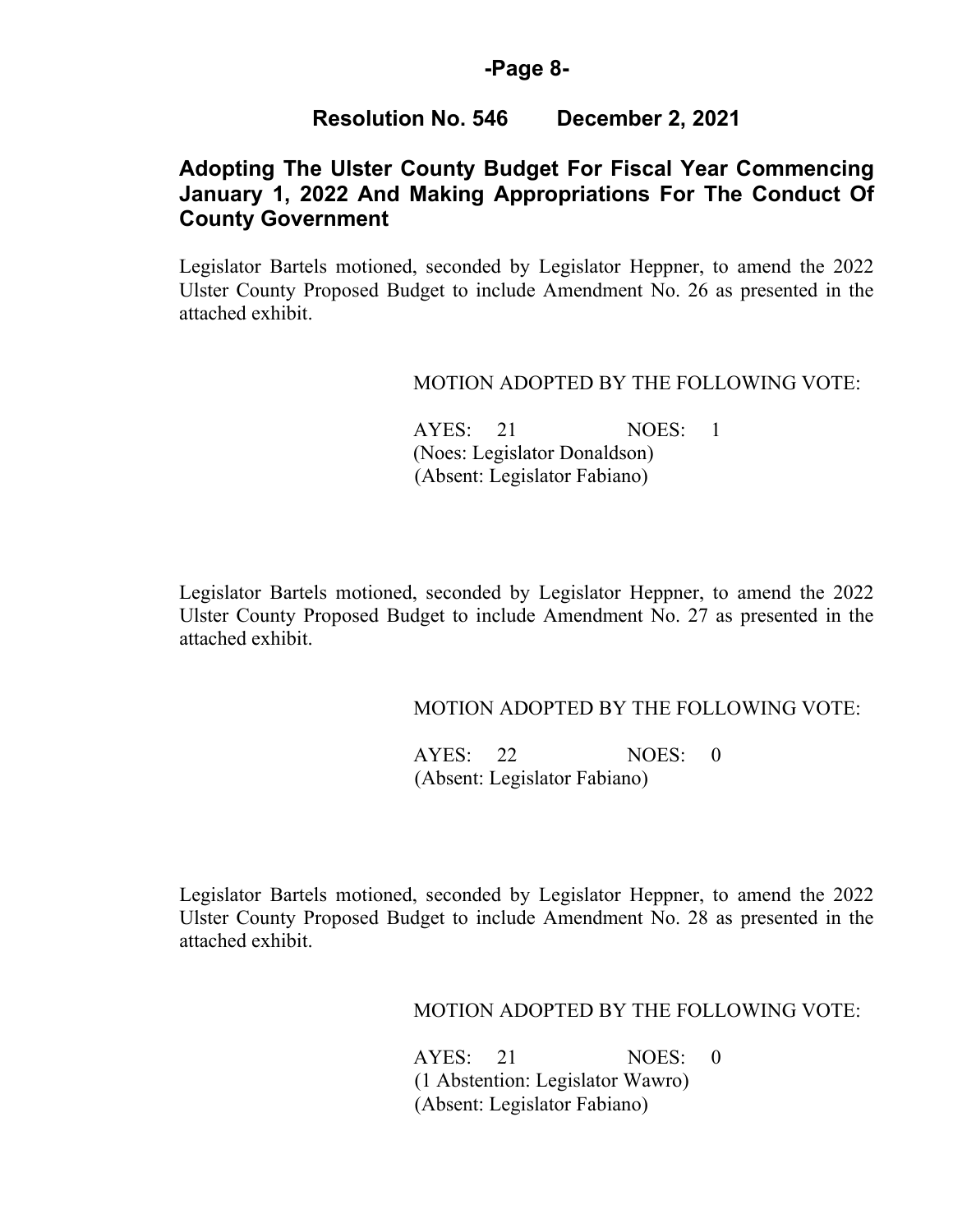## Resolution No. 546 December 2, 2021

### Adopting The Ulster County Budget For Fiscal Year Commencing January 1, 2022 And Making Appropriations For The Conduct Of County Government

Legislator Bartels motioned, seconded by Legislator Heppner, to amend the 2022 Ulster County Proposed Budget to include Amendment No. 26 as presented in the attached exhibit.

MOTION ADOPTED BY THE FOLLOWING VOTE:

AYES: 21 NOES: 1
(Noes: Legislator Donaldson)
(Absent: Legislator Fabiano)

Legislator Bartels motioned, seconded by Legislator Heppner, to amend the 2022 Ulster County Proposed Budget to include Amendment No. 27 as presented in the attached exhibit.

MOTION ADOPTED BY THE FOLLOWING VOTE:

AYES: 22 NOES: 0
(Absent: Legislator Fabiano)

Legislator Bartels motioned, seconded by Legislator Heppner, to amend the 2022 Ulster County Proposed Budget to include Amendment No. 28 as presented in the attached exhibit.

MOTION ADOPTED BY THE FOLLOWING VOTE:

AYES: 21 NOES: 0
(1 Abstention: Legislator Wawro)
(Absent: Legislator Fabiano)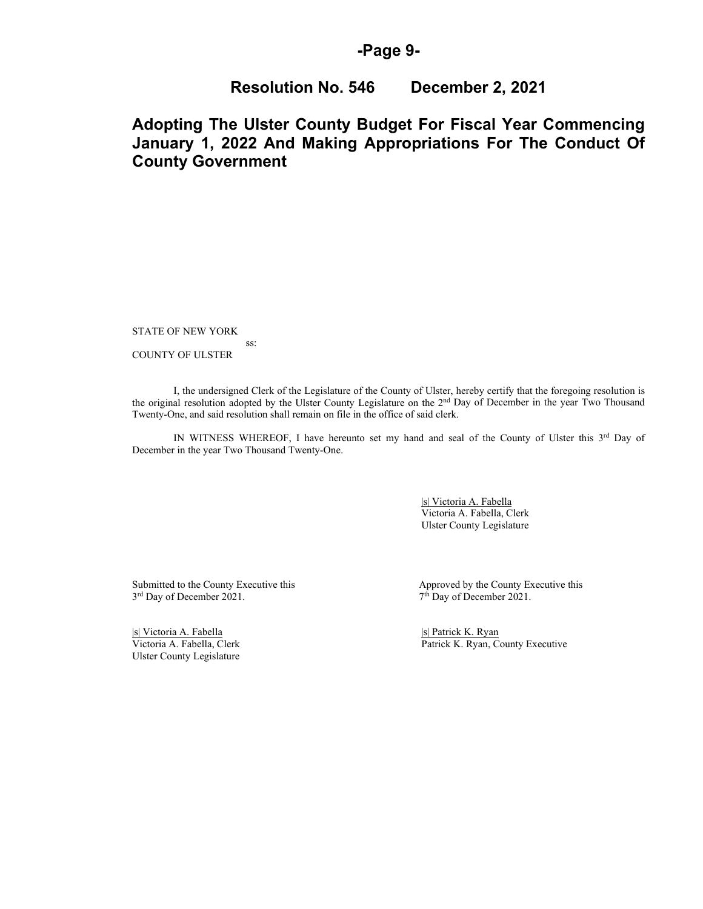## Resolution No. 546 December 2, 2021

# Adopting The Ulster County Budget For Fiscal Year Commencing January 1, 2022 And Making Appropriations For The Conduct Of County Government

STATE OF NEW YORK
ss:
COUNTY OF ULSTER

I, the undersigned Clerk of the Legislature of the County of Ulster, hereby certify that the foregoing resolution is the original resolution adopted by the Ulster County Legislature on the 2nd Day of December in the year Two Thousand Twenty-One, and said resolution shall remain on file in the office of said clerk.

IN WITNESS WHEREOF, I have hereunto set my hand and seal of the County of Ulster this 3rd Day of December in the year Two Thousand Twenty-One.

|s| Victoria A. Fabella
Victoria A. Fabella, Clerk
Ulster County Legislature

Submitted to the County Executive this 3rd Day of December 2021.

|s| Victoria A. Fabella
Victoria A. Fabella, Clerk
Ulster County Legislature

Approved by the County Executive this 7th Day of December 2021.

|s| Patrick K. Ryan
Patrick K. Ryan, County Executive